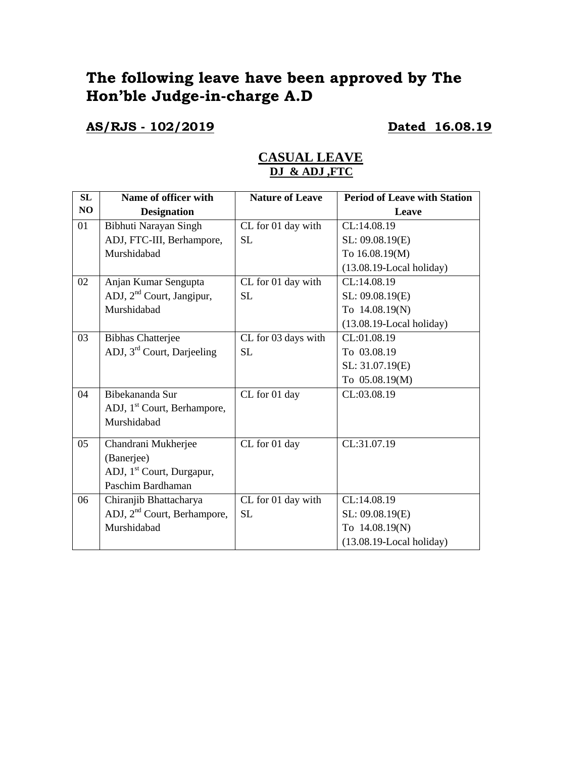# The following leave have been approved by The Hon'ble Judge-in-charge A.D

**AS/RJS - 102/2019** **Dated 16.08.19**

## CASUAL LEAVE
### DJ & ADJ ,FTC

| SL NO | Name of officer with Designation | Nature of Leave | Period of Leave with Station Leave |
|---|---|---|---|
| 01 | Bibhuti Narayan Singh ADJ, FTC-III, Berhampore, Murshidabad | CL for 01 day with SL | CL:14.08.19 SL: 09.08.19(E) To 16.08.19(M) (13.08.19-Local holiday) |
| 02 | Anjan Kumar Sengupta ADJ, 2nd Court, Jangipur, Murshidabad | CL for 01 day with SL | CL:14.08.19 SL: 09.08.19(E) To 14.08.19(N) (13.08.19-Local holiday) |
| 03 | Bibhas Chatterjee ADJ, 3rd Court, Darjeeling | CL for 03 days with SL | CL:01.08.19 To 03.08.19 SL: 31.07.19(E) To 05.08.19(M) |
| 04 | Bibekananda Sur ADJ, 1st Court, Berhampore, Murshidabad | CL for 01 day | CL:03.08.19 |
| 05 | Chandrani Mukherjee (Banerjee) ADJ, 1st Court, Durgapur, Paschim Bardhaman | CL for 01 day | CL:31.07.19 |
| 06 | Chiranjib Bhattacharya ADJ, 2nd Court, Berhampore, Murshidabad | CL for 01 day with SL | CL:14.08.19 SL: 09.08.19(E) To 14.08.19(N) (13.08.19-Local holiday) |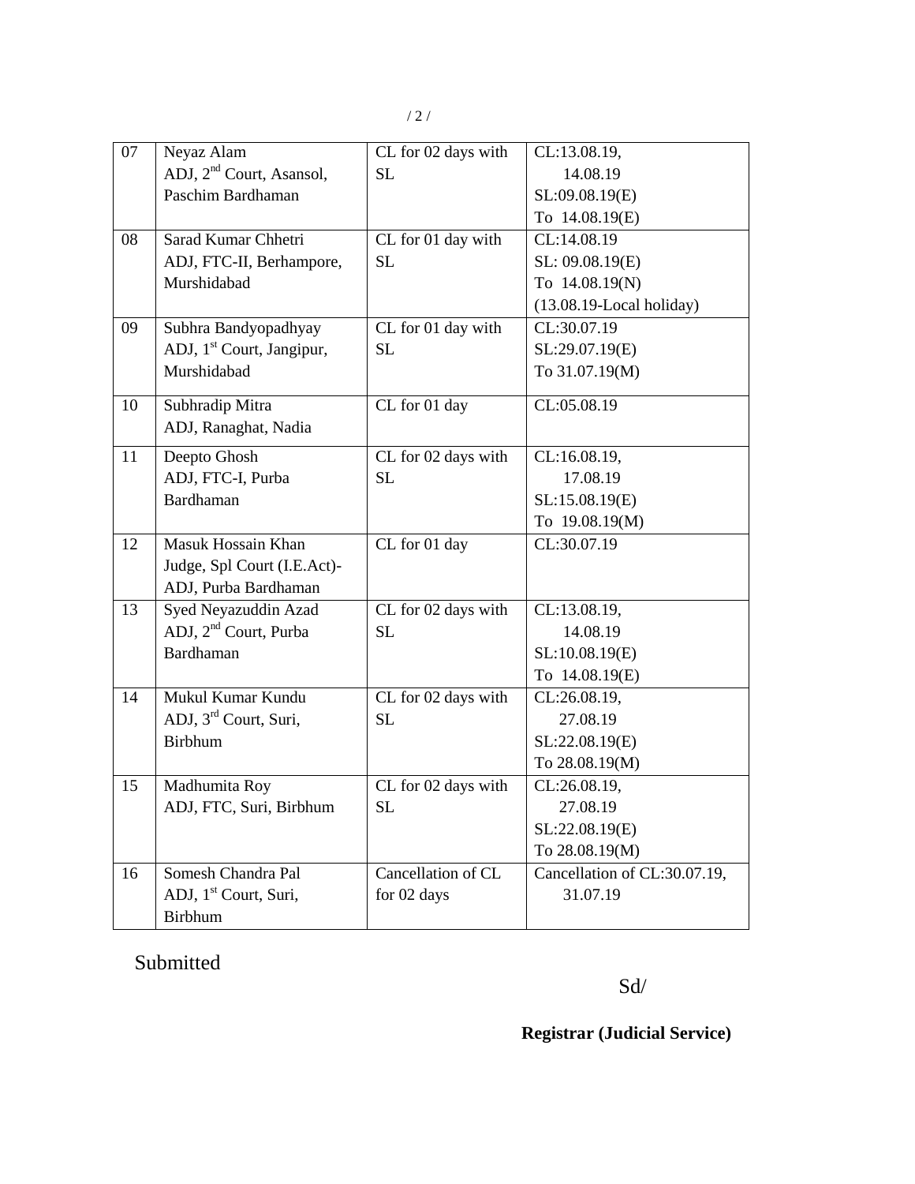| 07 | Neyaz Alam<br>ADJ, 2nd Court, Asansol, Paschim Bardhaman | CL for 02 days with SL | CL:13.08.19, 14.08.19<br>SL:09.08.19(E)<br>To 14.08.19(E) |
|---|---|---|---|
| 08 | Sarad Kumar Chhetri<br>ADJ, FTC-II, Berhampore, Murshidabad | CL for 01 day with SL | CL:14.08.19<br>SL: 09.08.19(E)<br>To 14.08.19(N)<br>(13.08.19-Local holiday) |
| 09 | Subhra Bandyopadhyay<br>ADJ, 1st Court, Jangipur, Murshidabad | CL for 01 day with SL | CL:30.07.19<br>SL:29.07.19(E)<br>To 31.07.19(M) |
| 10 | Subhradip Mitra<br>ADJ, Ranaghat, Nadia | CL for 01 day | CL:05.08.19 |
| 11 | Deepto Ghosh<br>ADJ, FTC-I, Purba Bardhaman | CL for 02 days with SL | CL:16.08.19, 17.08.19<br>SL:15.08.19(E)<br>To 19.08.19(M) |
| 12 | Masuk Hossain Khan<br>Judge, Spl Court (I.E.Act)-ADJ, Purba Bardhaman | CL for 01 day | CL:30.07.19 |
| 13 | Syed Neyazuddin Azad<br>ADJ, 2nd Court, Purba Bardhaman | CL for 02 days with SL | CL:13.08.19, 14.08.19<br>SL:10.08.19(E)<br>To 14.08.19(E) |
| 14 | Mukul Kumar Kundu<br>ADJ, 3rd Court, Suri, Birbhum | CL for 02 days with SL | CL:26.08.19, 27.08.19<br>SL:22.08.19(E)<br>To 28.08.19(M) |
| 15 | Madhumita Roy<br>ADJ, FTC, Suri, Birbhum | CL for 02 days with SL | CL:26.08.19, 27.08.19<br>SL:22.08.19(E)<br>To 28.08.19(M) |
| 16 | Somesh Chandra Pal<br>ADJ, 1st Court, Suri, Birbhum | Cancellation of CL for 02 days | Cancellation of CL:30.07.19, 31.07.19 |

Submitted

Sd/

**Registrar (Judicial Service)**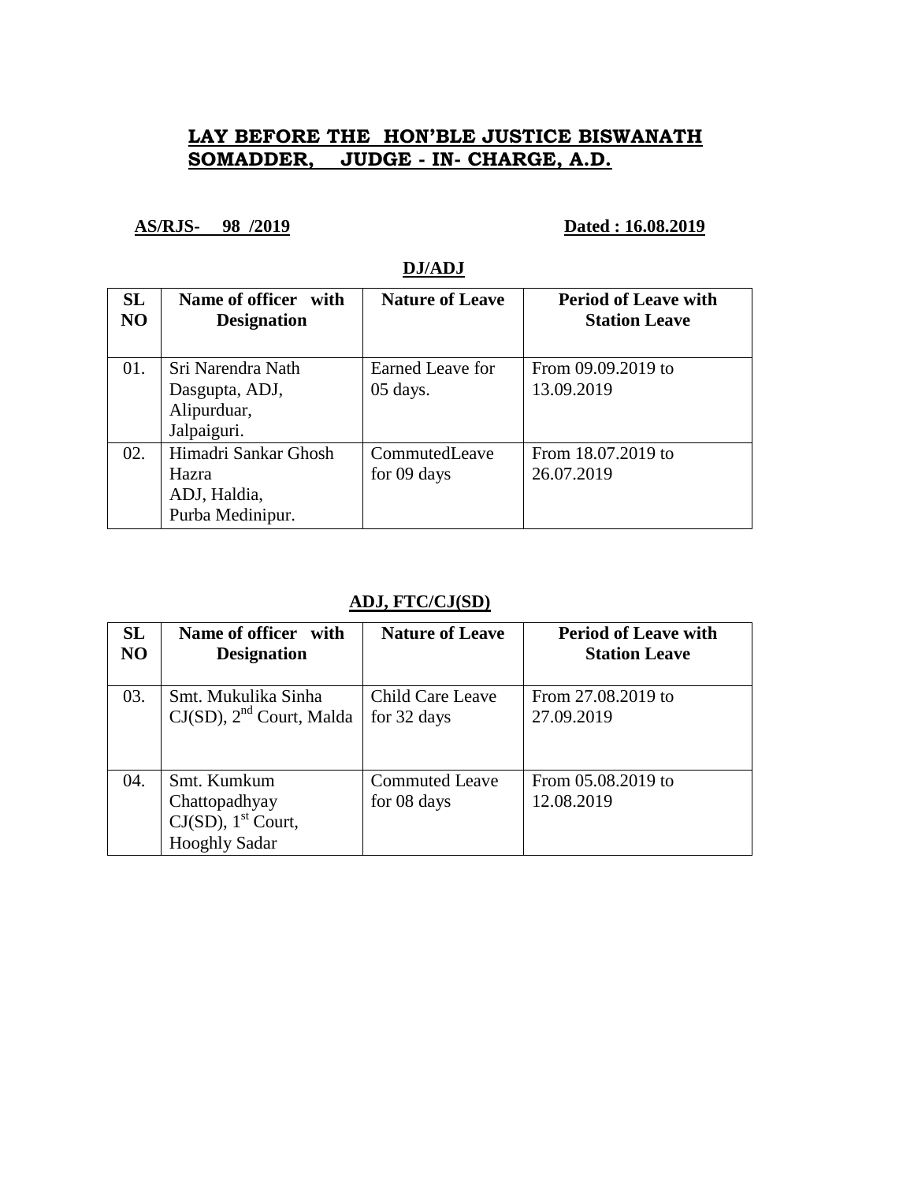**LAY BEFORE THE HON'BLE JUSTICE BISWANATH SOMADDER, JUDGE - IN- CHARGE, A.D.**

**AS/RJS- 98 /2019** **Dated : 16.08.2019**

**DJ/ADJ**

| SL NO | Name of officer with Designation | Nature of Leave | Period of Leave with Station Leave |
|---|---|---|---|
| 01. | Sri Narendra Nath Dasgupta, ADJ, Alipurduar, Jalpaiguri. | Earned Leave for 05 days. | From 09.09.2019 to 13.09.2019 |
| 02. | Himadri Sankar Ghosh Hazra ADJ, Haldia, Purba Medinipur. | CommutedLeave for 09 days | From 18.07.2019 to 26.07.2019 |

**ADJ, FTC/CJ(SD)**

| SL NO | Name of officer with Designation | Nature of Leave | Period of Leave with Station Leave |
|---|---|---|---|
| 03. | Smt. Mukulika Sinha CJ(SD), 2nd Court, Malda | Child Care Leave for 32 days | From 27.08.2019 to 27.09.2019 |
| 04. | Smt. Kumkum Chattopadhyay CJ(SD), 1st Court, Hooghly Sadar | Commuted Leave for 08 days | From 05.08.2019 to 12.08.2019 |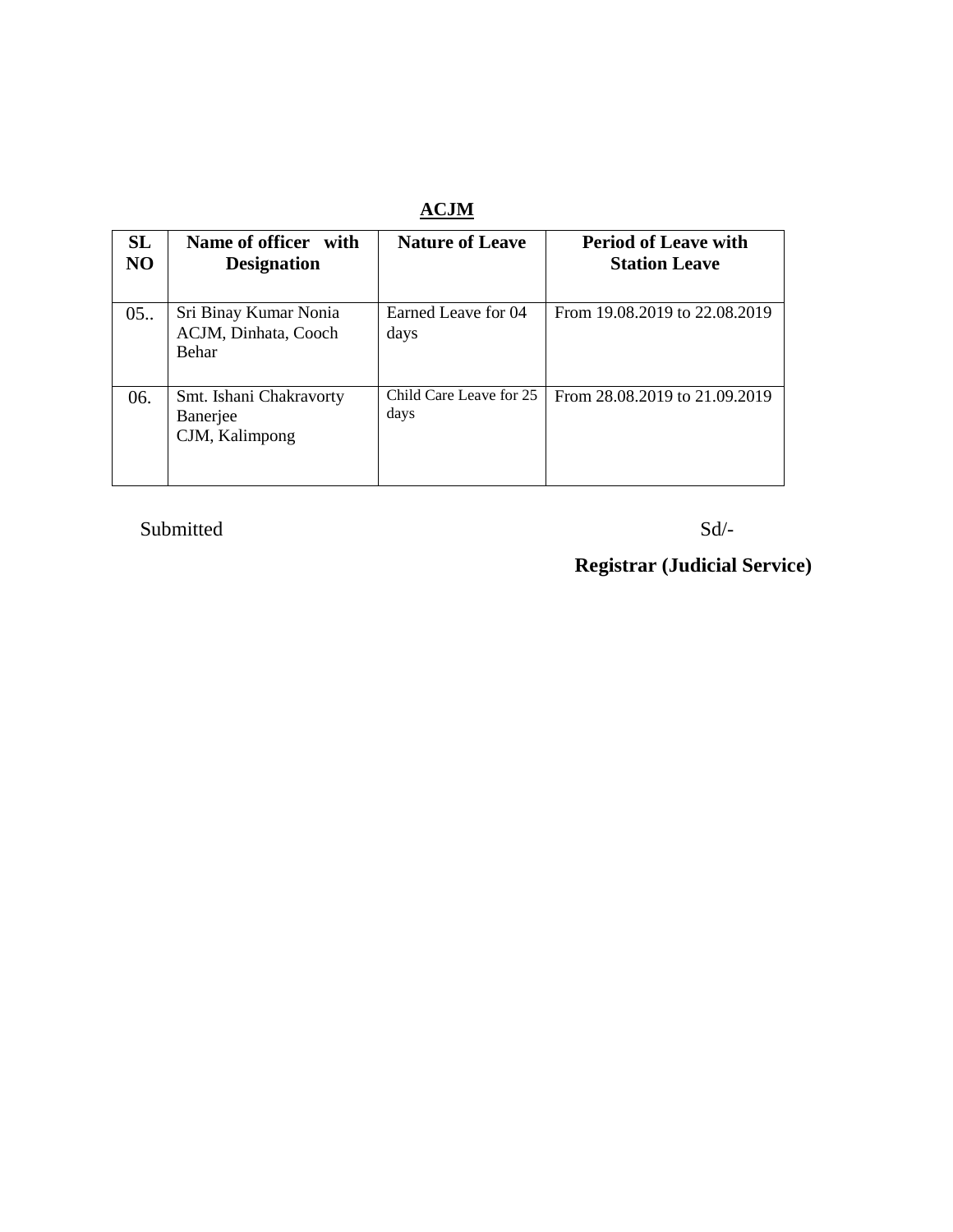## ACJM

| SL NO | Name of officer with Designation | Nature of Leave | Period of Leave with Station Leave |
|---|---|---|---|
| 05.. | Sri Binay Kumar Nonia ACJM, Dinhata, Cooch Behar | Earned Leave for 04 days | From 19.08.2019 to 22.08.2019 |
| 06. | Smt. Ishani Chakravorty Banerjee CJM, Kalimpong | Child Care Leave for 25 days | From 28.08.2019 to 21.09.2019 |

Submitted

Sd/-

**Registrar (Judicial Service)**